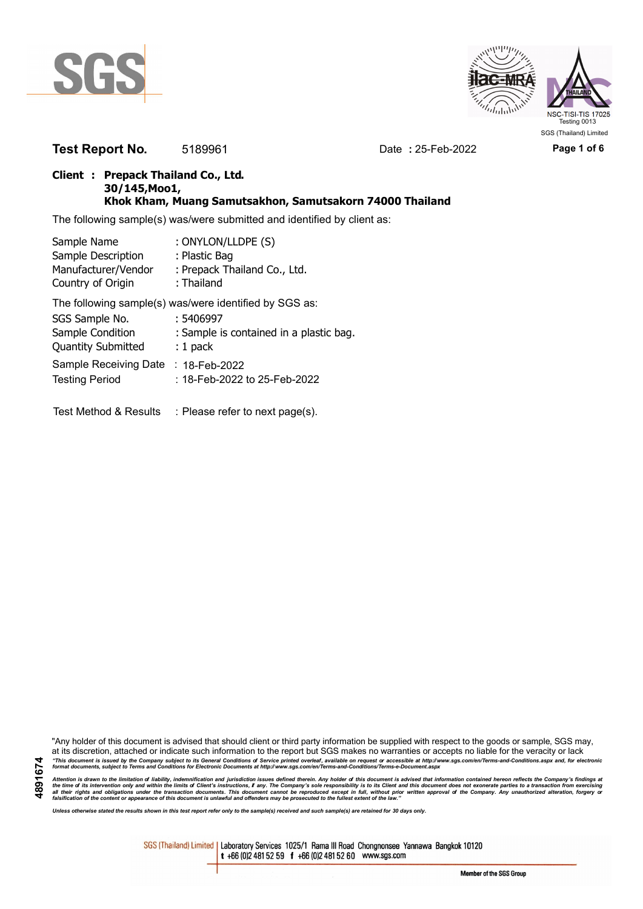SGS (Thailand) Limited

NSC-TISI-TIS 17025 Testing 0013

**Test Report No.** 5189961 Date **:** 25-Feb-2022

**Client : Prepack Thailand Co., Ltd.**
**30/145,Moo1,**
**Khok Kham, Muang Samutsakhon, Samutsakorn 74000 Thailand**

The following sample(s) was/were submitted and identified by client as:

| | |
|---|---|
| Sample Name | : ONYLON/LLDPE (S) |
| Sample Description | : Plastic Bag |
| Manufacturer/Vendor | : Prepack Thailand Co., Ltd. |
| Country of Origin | : Thailand |

The following sample(s) was/were identified by SGS as:

| | |
|---|---|
| SGS Sample No. | : 5406997 |
| Sample Condition | : Sample is contained in a plastic bag. |
| Quantity Submitted | : 1 pack |
| Sample Receiving Date | : 18-Feb-2022 |
| Testing Period | : 18-Feb-2022 to 25-Feb-2022 |

Test Method & Results : Please refer to next page(s).

"Any holder of this document is advised that should client or third party information be supplied with respect to the goods or sample, SGS may, at its discretion, attached or indicate such information to the report but SGS makes no warranties or accepts no liable for the veracity or lack

*"This document is issued by the Company subject to its General Conditions of Service printed overleaf, available on request or accessible at http://www.sgs.com/en/Terms-and-Conditions.aspx and, for electronic format documents, subject to Terms and Conditions for Electronic Documents at http://www.sgs.com/en/Terms-and-Conditions/Terms-e-Document.aspx*

*Attention is drawn to the limitation of liability, indemnification and jurisdiction issues defined therein. Any holder of this document is advised that information contained hereon reflects the Company's findings at the time of its intervention only and within the limits of Client's instructions, if any. The Company's sole responsibility is to its Client and this document does not exonerate parties to a transaction from exercising all their rights and obligations under the transaction documents. This document cannot be reproduced except in full, without prior written approval of the Company. Any unauthorized alteration, forgery or falsification of the content or appearance of this document is unlawful and offenders may be prosecuted to the fullest extent of the law."*

*Unless otherwise stated the results shown in this test report refer only to the sample(s) received and such sample(s) are retained for 30 days only.*

4891674

SGS (Thailand) Limited | Laboratory Services 1025/1 Rama III Road Chongnonsee Yannawa Bangkok 10120
t +66 (0)2 481 52 59 f +66 (0)2 481 52 60 www.sgs.com

Member of the SGS Group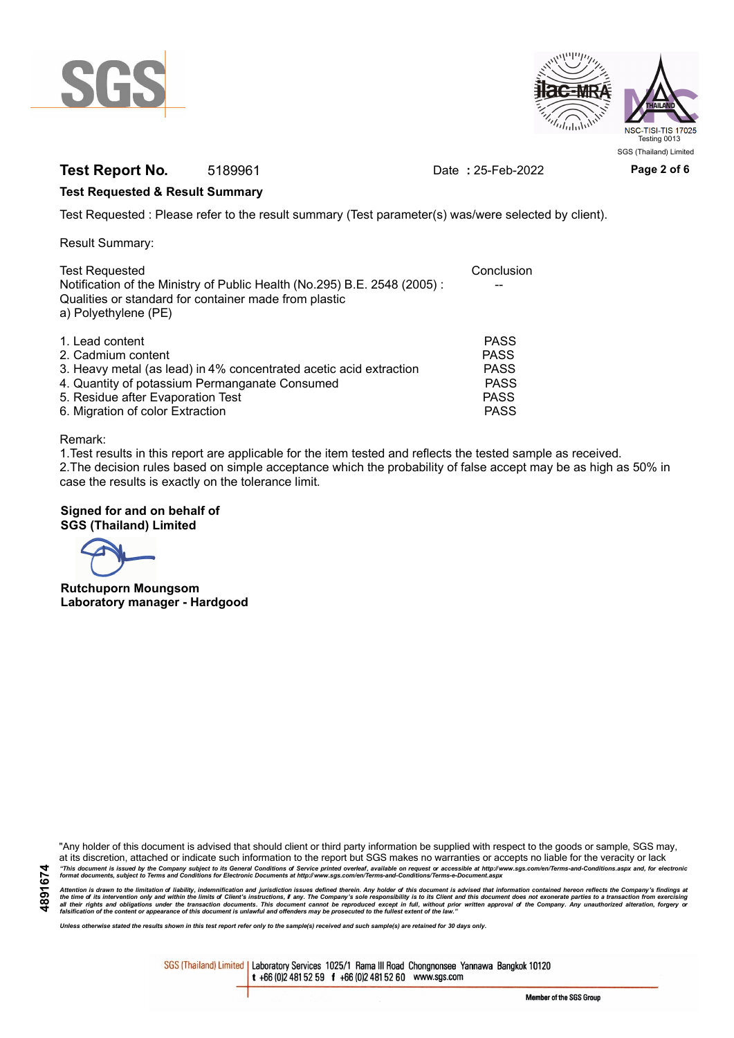**Test Report No.** 5189961 Date : 25-Feb-2022

**Test Requested & Result Summary**

Test Requested : Please refer to the result summary (Test parameter(s) was/were selected by client).

Result Summary:

| Test Requested | Conclusion |
|---|---|
| Notification of the Ministry of Public Health (No.295) B.E. 2548 (2005) : Qualities or standard for container made from plastic<br>a) Polyethylene (PE) | -- |
| 1. Lead content | PASS |
| 2. Cadmium content | PASS |
| 3. Heavy metal (as lead) in 4% concentrated acetic acid extraction | PASS |
| 4. Quantity of potassium Permanganate Consumed | PASS |
| 5. Residue after Evaporation Test | PASS |
| 6. Migration of color Extraction | PASS |

Remark:
1.Test results in this report are applicable for the item tested and reflects the tested sample as received.
2.The decision rules based on simple acceptance which the probability of false accept may be as high as 50% in case the results is exactly on the tolerance limit.

**Signed for and on behalf of**
**SGS (Thailand) Limited**

**Rutchuporn Moungsom**
**Laboratory manager - Hardgood**

"Any holder of this document is advised that should client or third party information be supplied with respect to the goods or sample, SGS may, at its discretion, attached or indicate such information to the report but SGS makes no warranties or accepts no liable for the veracity or lack

*"This document is issued by the Company subject to its General Conditions of Service printed overleaf, available on request or accessible at http://www.sgs.com/en/Terms-and-Conditions.aspx and, for electronic format documents, subject to Terms and Conditions for Electronic Documents at http://www.sgs.com/en/Terms-and-Conditions/Terms-e-Document.aspx*

*Attention is drawn to the limitation of liability, indemnification and jurisdiction issues defined therein. Any holder of this document is advised that information contained hereon reflects the Company's findings at the time of its intervention only and within the limits of Client's instructions, if any. The Company's sole responsibility is to its Client and this document does not exonerate parties to a transaction from exercising all their rights and obligations under the transaction documents. This document cannot be reproduced except in full, without prior written approval of the Company. Any unauthorized alteration, forgery or falsification of the content or appearance of this document is unlawful and offenders may be prosecuted to the fullest extent of the law."*

*Unless otherwise stated the results shown in this test report refer only to the sample(s) received and such sample(s) are retained for 30 days only.*

4891674

SGS (Thailand) Limited | Laboratory Services 1025/1 Rama III Road Chongnonsee Yannawa Bangkok 10120
t +66 (0)2 481 52 59 f +66 (0)2 481 52 60 www.sgs.com

Member of the SGS Group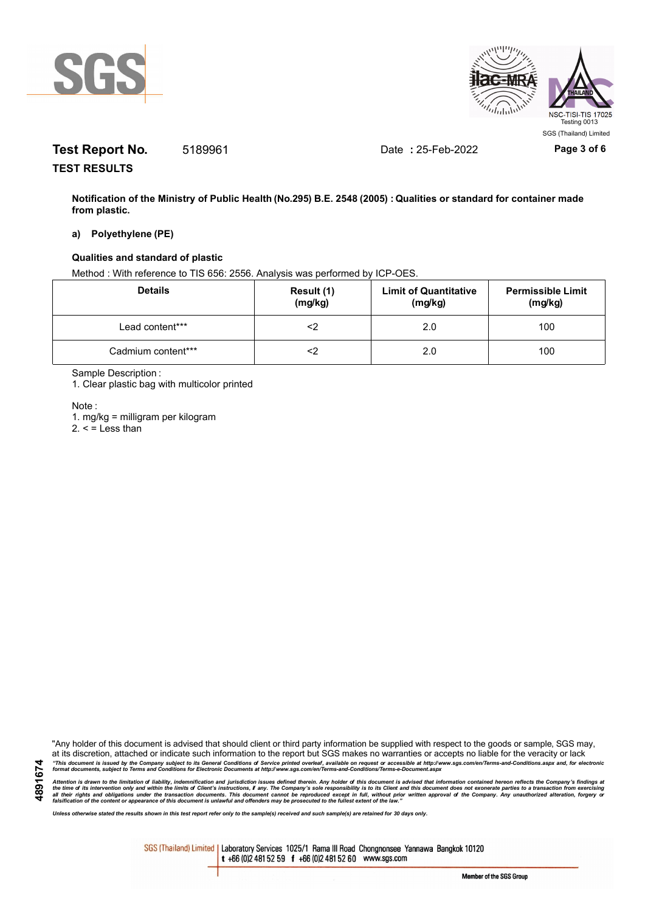**Test Report No.** 5189961 Date **:** 25-Feb-2022

**TEST RESULTS**

**Notification of the Ministry of Public Health (No.295) B.E. 2548 (2005) : Qualities or standard for container made from plastic.**

**a) Polyethylene (PE)**

**Qualities and standard of plastic**

Method : With reference to TIS 656: 2556. Analysis was performed by ICP-OES.

| Details | Result (1) (mg/kg) | Limit of Quantitative (mg/kg) | Permissible Limit (mg/kg) |
|---|---|---|---|
| Lead content*** | <2 | 2.0 | 100 |
| Cadmium content*** | <2 | 2.0 | 100 |

Sample Description :

1. Clear plastic bag with multicolor printed

Note :

1. mg/kg = milligram per kilogram
2. < = Less than

"Any holder of this document is advised that should client or third party information be supplied with respect to the goods or sample, SGS may, at its discretion, attached or indicate such information to the report but SGS makes no warranties or accepts no liable for the veracity or lack

*"This document is issued by the Company subject to its General Conditions of Service printed overleaf, available on request or accessible at http://www.sgs.com/en/Terms-and-Conditions.aspx and, for electronic format documents, subject to Terms and Conditions for Electronic Documents at http://www.sgs.com/en/Terms-and-Conditions/Terms-e-Document.aspx*

*Attention is drawn to the limitation of liability, indemnification and jurisdiction issues defined therein. Any holder of this document is advised that information contained hereon reflects the Company's findings at the time of its intervention only and within the limits of Client's instructions, if any. The Company's sole responsibility is to its Client and this document does not exonerate parties to a transaction from exercising all their rights and obligations under the transaction documents. This document cannot be reproduced except in full, without prior written approval of the Company. Any unauthorized alteration, forgery or falsification of the content or appearance of this document is unlawful and offenders may be prosecuted to the fullest extent of the law."*

*Unless otherwise stated the results shown in this test report refer only to the sample(s) received and such sample(s) are retained for 30 days only.*

SGS (Thailand) Limited | Laboratory Services 1025/1 Rama III Road Chongnonsee Yannawa Bangkok 10120 t +66 (0)2 481 52 59 f +66 (0)2 481 52 60 www.sgs.com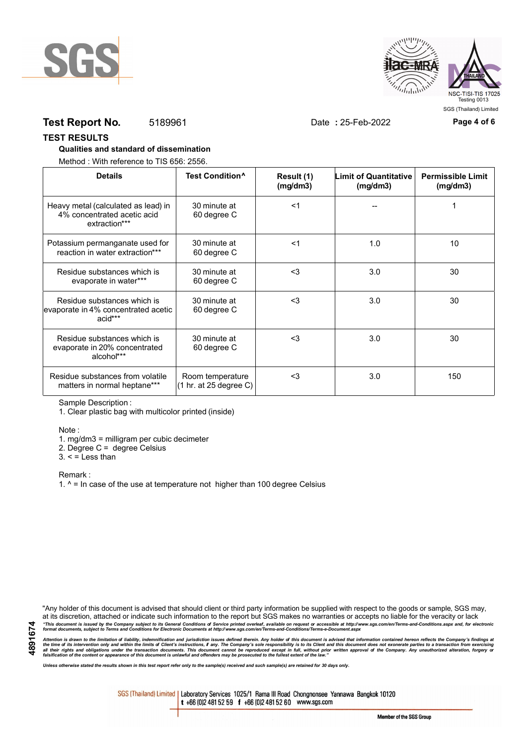**Test Report No.** 5189961 Date **:** 25-Feb-2022

## TEST RESULTS

**Qualities and standard of dissemination**

Method : With reference to TIS 656: 2556.

| Details | Test Condition^ | Result (1) (mg/dm3) | Limit of Quantitative (mg/dm3) | Permissible Limit (mg/dm3) |
|---|---|---|---|---|
| Heavy metal (calculated as lead) in 4% concentrated acetic acid extraction*** | 30 minute at 60 degree C | <1 | -- | 1 |
| Potassium permanganate used for reaction in water extraction*** | 30 minute at 60 degree C | <1 | 1.0 | 10 |
| Residue substances which is evaporate in water*** | 30 minute at 60 degree C | <3 | 3.0 | 30 |
| Residue substances which is evaporate in 4% concentrated acetic acid*** | 30 minute at 60 degree C | <3 | 3.0 | 30 |
| Residue substances which is evaporate in 20% concentrated alcohol*** | 30 minute at 60 degree C | <3 | 3.0 | 30 |
| Residue substances from volatile matters in normal heptane*** | Room temperature (1 hr. at 25 degree C) | <3 | 3.0 | 150 |

Sample Description :

1. Clear plastic bag with multicolor printed (inside)

Note :

1. mg/dm3 = milligram per cubic decimeter
2. Degree C = degree Celsius
3. < = Less than

Remark :

1. ^ = In case of the use at temperature not higher than 100 degree Celsius

"Any holder of this document is advised that should client or third party information be supplied with respect to the goods or sample, SGS may, at its discretion, attached or indicate such information to the report but SGS makes no warranties or accepts no liable for the veracity or lack

*"This document is issued by the Company subject to its General Conditions of Service printed overleaf, available on request or accessible at http://www.sgs.com/en/Terms-and-Conditions.aspx and, for electronic format documents, subject to Terms and Conditions for Electronic Documents at http://www.sgs.com/en/Terms-and-Conditions/Terms-e-Document.aspx*

*Attention is drawn to the limitation of liability, indemnification and jurisdiction issues defined therein. Any holder of this document is advised that information contained hereon reflects the Company's findings at the time of its intervention only and within the limits of Client's instructions, if any. The Company's sole responsibility is to its Client and this document does not exonerate parties to a transaction from exercising all their rights and obligations under the transaction documents. This document cannot be reproduced except in full, without prior written approval of the Company. Any unauthorized alteration, forgery or falsification of the content or appearance of this document is unlawful and offenders may be prosecuted to the fullest extent of the law."*

*Unless otherwise stated the results shown in this test report refer only to the sample(s) received and such sample(s) are retained for 30 days only.*

SGS (Thailand) Limited | Laboratory Services 1025/1 Rama III Road Chongnonsee Yannawa Bangkok 10120 t +66 (0)2 481 52 59 f +66 (0)2 481 52 60 www.sgs.com

Member of the SGS Group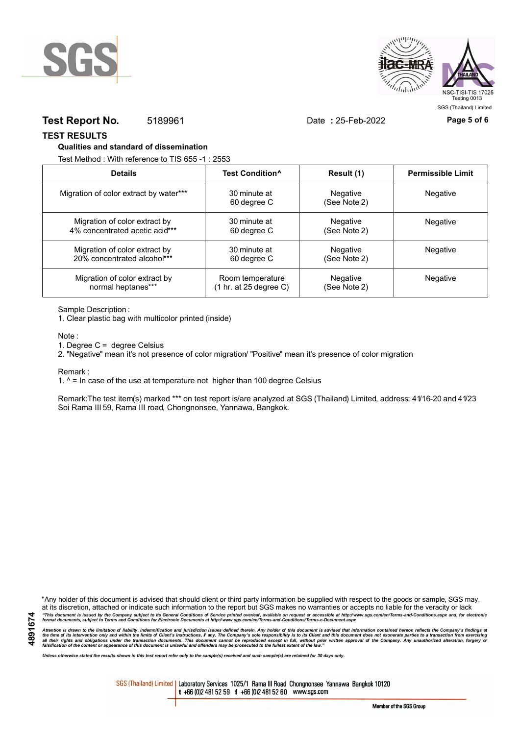**Test Report No.** 5189961 Date **:** 25-Feb-2022

## TEST RESULTS

**Qualities and standard of dissemination**

Test Method : With reference to TIS 655 -1 : 2553

| Details | Test Condition^ | Result (1) | Permissible Limit |
|---|---|---|---|
| Migration of color extract by water*** | 30 minute at 60 degree C | Negative (See Note 2) | Negative |
| Migration of color extract by 4% concentrated acetic acid*** | 30 minute at 60 degree C | Negative (See Note 2) | Negative |
| Migration of color extract by 20% concentrated alcohol*** | 30 minute at 60 degree C | Negative (See Note 2) | Negative |
| Migration of color extract by normal heptanes*** | Room temperature (1 hr. at 25 degree C) | Negative (See Note 2) | Negative |

Sample Description :

1. Clear plastic bag with multicolor printed (inside)

Note :

1. Degree C = degree Celsius
2. "Negative" mean it's not presence of color migration/ "Positive" mean it's presence of color migration

Remark :

1. ^ = In case of the use at temperature not higher than 100 degree Celsius

Remark:The test item(s) marked *** on test report is/are analyzed at SGS (Thailand) Limited, address: 41/16-20 and 41/23 Soi Rama III 59, Rama III road, Chongnonsee, Yannawa, Bangkok.

"Any holder of this document is advised that should client or third party information be supplied with respect to the goods or sample, SGS may, at its discretion, attached or indicate such information to the report but SGS makes no warranties or accepts no liable for the veracity or lack

*"This document is issued by the Company subject to its General Conditions of Service printed overleaf, available on request or accessible at http://www.sgs.com/en/Terms-and-Conditions.aspx and, for electronic format documents, subject to Terms and Conditions for Electronic Documents at http://www.sgs.com/en/Terms-and-Conditions/Terms-e-Document.aspx*

*Attention is drawn to the limitation of liability, indemnification and jurisdiction issues defined therein. Any holder of this document is advised that information contained hereon reflects the Company's findings at the time of its intervention only and within the limits of Client's instructions, if any. The Company's sole responsibility is to its Client and this document does not exonerate parties to a transaction from exercising all their rights and obligations under the transaction documents. This document cannot be reproduced except in full, without prior written approval of the Company. Any unauthorized alteration, forgery or falsification of the content or appearance of this document is unlawful and offenders may be prosecuted to the fullest extent of the law."*

*Unless otherwise stated the results shown in this test report refer only to the sample(s) received and such sample(s) are retained for 30 days only.*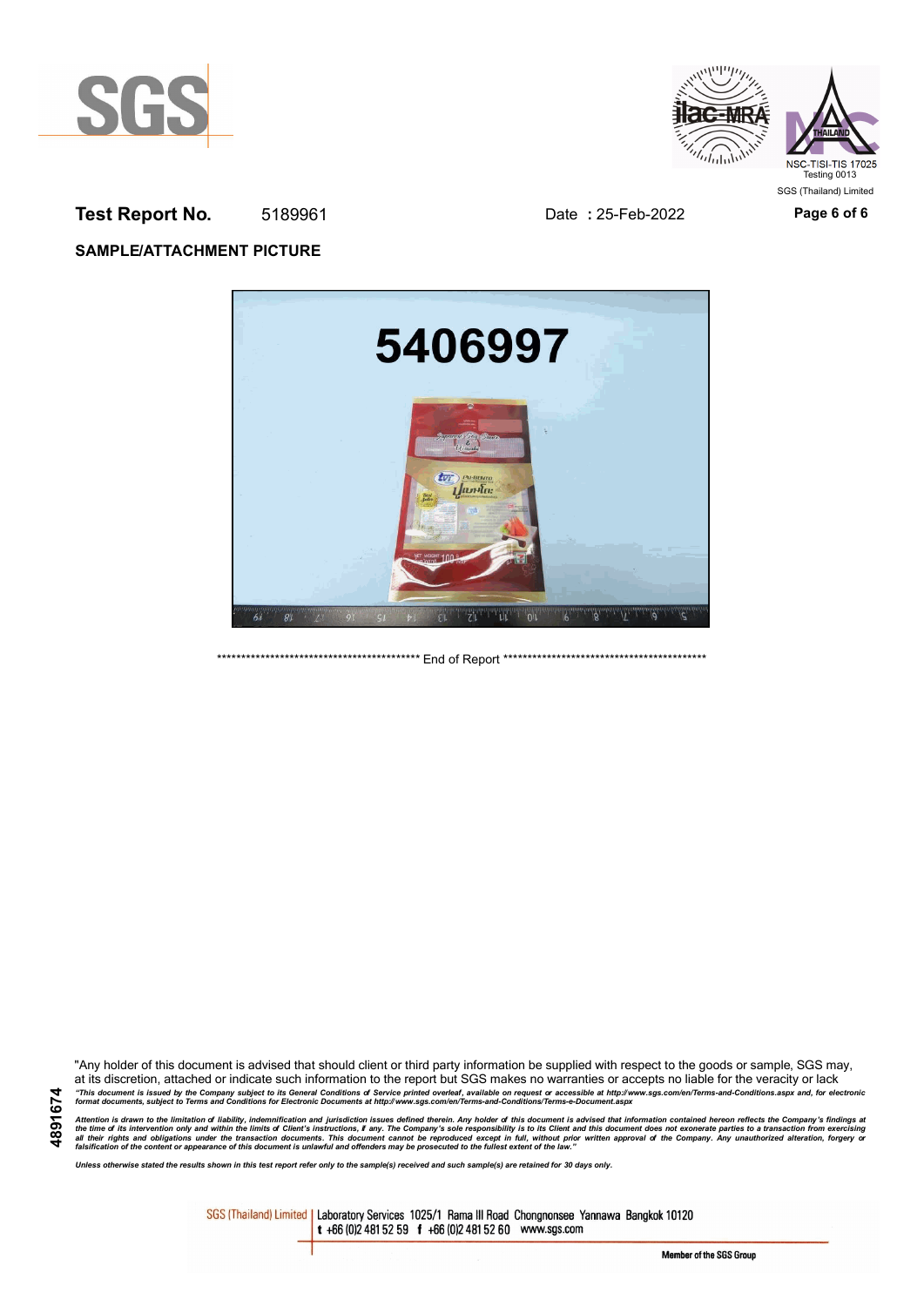**Test Report No.** 5189961 Date **:** 25-Feb-2022

**SAMPLE/ATTACHMENT PICTURE**

\*\*\*\*\*\*\*\*\*\*\*\*\*\*\*\*\*\*\*\*\*\*\*\*\*\*\*\*\*\*\*\*\*\*\*\*\*\*\*\*\*\*\*\* End of Report \*\*\*\*\*\*\*\*\*\*\*\*\*\*\*\*\*\*\*\*\*\*\*\*\*\*\*\*\*\*\*\*\*\*\*\*\*\*\*\*\*\*\*\*

"Any holder of this document is advised that should client or third party information be supplied with respect to the goods or sample, SGS may, at its discretion, attached or indicate such information to the report but SGS makes no warranties or accepts no liable for the veracity or lack

*"This document is issued by the Company subject to its General Conditions of Service printed overleaf, available on request or accessible at http://www.sgs.com/en/Terms-and-Conditions.aspx and, for electronic format documents, subject to Terms and Conditions for Electronic Documents at http://www.sgs.com/en/Terms-and-Conditions/Terms-e-Document.aspx*

*Attention is drawn to the limitation of liability, indemnification and jurisdiction issues defined therein. Any holder of this document is advised that information contained hereon reflects the Company's findings at the time of its intervention only and within the limits of Client's instructions, if any. The Company's sole responsibility is to its Client and this document does not exonerate parties to a transaction from exercising all their rights and obligations under the transaction documents. This document cannot be reproduced except in full, without prior written approval of the Company. Any unauthorized alteration, forgery or falsification of the content or appearance of this document is unlawful and offenders may be prosecuted to the fullest extent of the law."*

*Unless otherwise stated the results shown in this test report refer only to the sample(s) received and such sample(s) are retained for 30 days only.*

SGS (Thailand) Limited | Laboratory Services 1025/1 Rama III Road Chongnonsee Yannawa Bangkok 10120 t +66 (0)2 481 52 59 f +66 (0)2 481 52 60 www.sgs.com

Member of the SGS Group